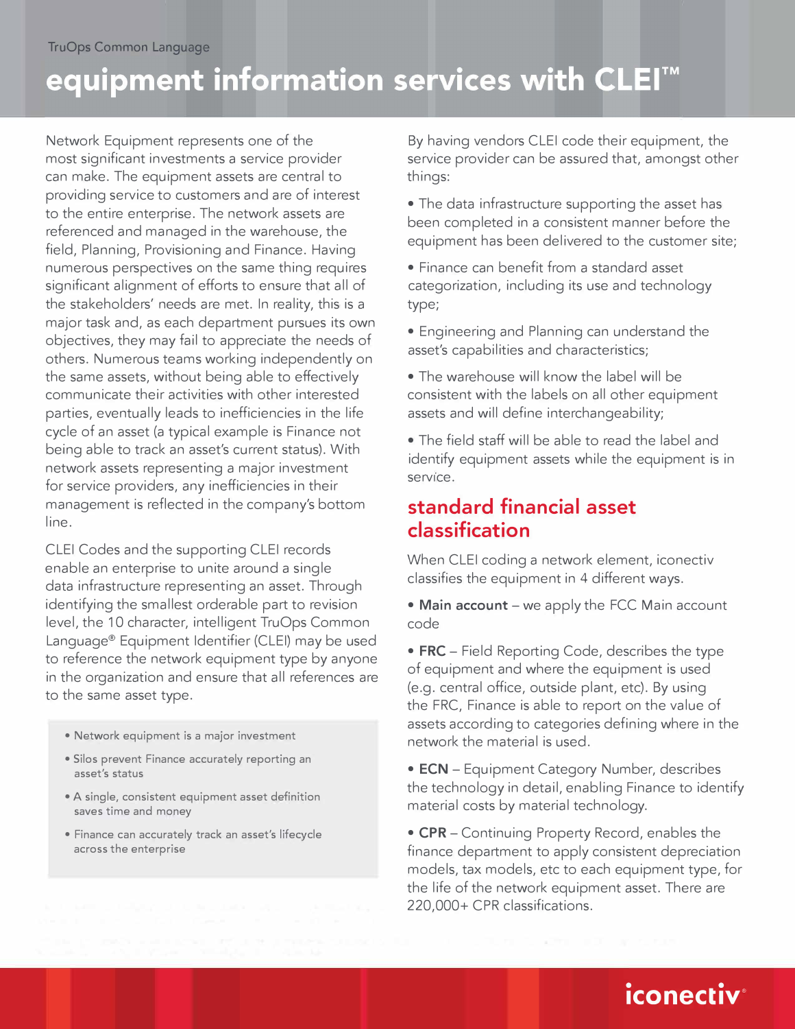TruOps Common Language

# equipment information services with CLEI™

Network Equipment represents one of the most significant investments a service provider can make. The equipment assets are central to providing service to customers and are of interest to the entire enterprise. The network assets are referenced and managed in the warehouse, the field, Planning, Provisioning and Finance. Having numerous perspectives on the same thing requires significant alignment of efforts to ensure that all of the stakeholders' needs are met. In reality, this is a major task and, as each department pursues its own objectives, they may fail to appreciate the needs of others. Numerous teams working independently on the same assets, without being able to effectively communicate their activities with other interested parties, eventually leads to inefficiencies in the life cycle of an asset (a typical example is Finance not being able to track an asset's current status). With network assets representing a major investment for service providers, any inefficiencies in their management is reflected in the company's bottom line.

CLEI Codes and the supporting CLEI records enable an enterprise to unite around a single data infrastructure representing an asset. Through identifying the smallest orderable part to revision level, the 10 character, intelligent TruOps Common Language® Equipment Identifier (CLEI) may be used to reference the network equipment type by anyone in the organization and ensure that all references are to the same asset type.

- Network equipment is a major investment
- Silos prevent Finance accurately reporting an asset's status
- A single, consistent equipment asset definition saves time and money
- Finance can accurately track an asset's lifecycle across the enterprise

By having vendors CLEI code their equipment, the service provider can be assured that, amongst other things:

- The data infrastructure supporting the asset has been completed in a consistent manner before the equipment has been delivered to the customer site;
- Finance can benefit from a standard asset categorization, including its use and technology type;
- Engineering and Planning can understand the asset's capabilities and characteristics;
- The warehouse will know the label will be consistent with the labels on all other equipment assets and will define interchangeability;
- The field staff will be able to read the label and identify equipment assets while the equipment is in service.

## standard financial asset classification

When CLEI coding a network element, iconectiv classifies the equipment in 4 different ways.

- **Main account** – we apply the FCC Main account code
- **FRC** – Field Reporting Code, describes the type of equipment and where the equipment is used (e.g. central office, outside plant, etc). By using the FRC, Finance is able to report on the value of assets according to categories defining where in the network the material is used.
- **ECN** – Equipment Category Number, describes the technology in detail, enabling Finance to identify material costs by material technology.
- **CPR** – Continuing Property Record, enables the finance department to apply consistent depreciation models, tax models, etc to each equipment type, for the life of the network equipment asset. There are 220,000+ CPR classifications.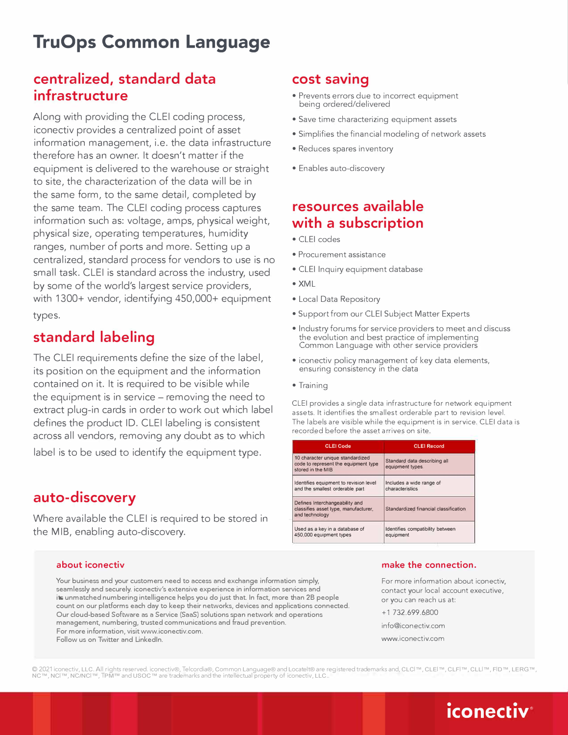# TruOps Common Language

## centralized, standard data infrastructure

Along with providing the CLEI coding process, iconectiv provides a centralized point of asset information management, i.e. the data infrastructure therefore has an owner. It doesn't matter if the equipment is delivered to the warehouse or straight to site, the characterization of the data will be in the same form, to the same detail, completed by the same team. The CLEI coding process captures information such as: voltage, amps, physical weight, physical size, operating temperatures, humidity ranges, number of ports and more. Setting up a centralized, standard process for vendors to use is no small task. CLEI is standard across the industry, used by some of the world's largest service providers, with 1300+ vendor, identifying 450,000+ equipment types.

## standard labeling

The CLEI requirements define the size of the label, its position on the equipment and the information contained on it. It is required to be visible while the equipment is in service – removing the need to extract plug-in cards in order to work out which label defines the product ID. CLEI labeling is consistent across all vendors, removing any doubt as to which label is to be used to identify the equipment type.

## auto-discovery

Where available the CLEI is required to be stored in the MIB, enabling auto-discovery.

## cost saving

- Prevents errors due to incorrect equipment being ordered/delivered
- Save time characterizing equipment assets
- Simplifies the financial modeling of network assets
- Reduces spares inventory
- Enables auto-discovery

## resources available with a subscription

- CLEI codes
- Procurement assistance
- CLEI Inquiry equipment database
- XML
- Local Data Repository
- Support from our CLEI Subject Matter Experts
- Industry forums for service providers to meet and discuss the evolution and best practice of implementing Common Language with other service providers
- iconectiv policy management of key data elements, ensuring consistency in the data
- Training

CLEI provides a single data infrastructure for network equipment assets. It identifies the smallest orderable part to revision level. The labels are visible while the equipment is in service. CLEI data is recorded before the asset arrives on site.

| CLEI Code | CLEI Record |
|---|---|
| 10 character unique standardized code to represent the equipment type stored in the MIB | Standard data describing all equipment types |
| Identifies equipment to revision level and the smallest orderable part | Includes a wide range of characteristics |
| Defines interchangeability and classifies asset type, manufacturer, and technology | Standardized financial classification |
| Used as a key in a database of 450,000 equipment types | Identifies compatibility between equipment |

### about iconectiv

Your business and your customers need to access and exchange information simply, seamlessly and securely. iconectiv's extensive experience in information services and its unmatched numbering intelligence helps you do just that. In fact, more than 2B people count on our platforms each day to keep their networks, devices and applications connected. Our cloud-based Software as a Service (SaaS) solutions span network and operations management, numbering, trusted communications and fraud prevention.
For more information, visit www.iconectiv.com.
Follow us on Twitter and LinkedIn.

### make the connection.

For more information about iconectiv, contact your local account executive, or you can reach us at:

+1 732.699.6800

info@iconectiv.com

www.iconectiv.com

© 2021 iconectiv, LLC. All rights reserved. iconectiv®, Telcordia®, Common Language® and LocateIt® are registered trademarks and CLCI™, CLEI™, CLFI™, CLLI™, FID™, LERG™, NC™, NCI™, NC/NCI™, TPM™ and USOC™ are trademarks and the intellectual property of iconectiv, LLC..

iconectiv®